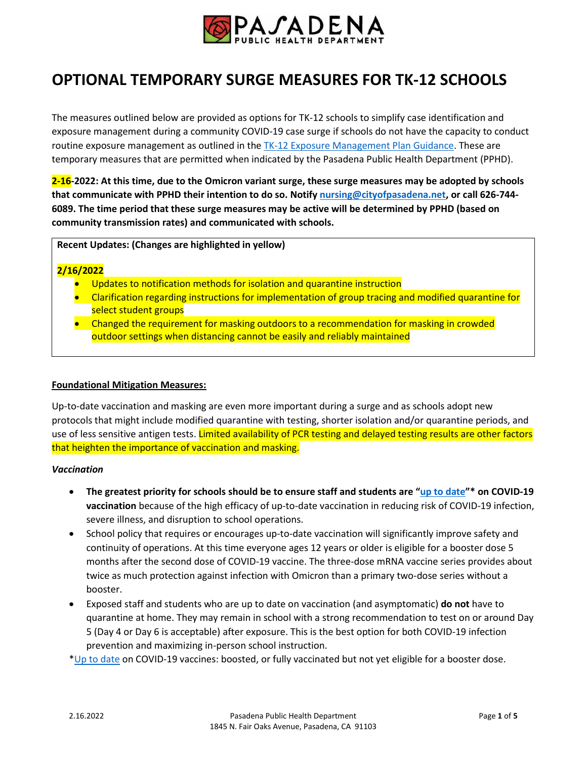# OPTIONAL TEMPORARY SURGE MEASURES FOR TK-12 SCHOOLS

The measures outlined below are provided as options for TK-12 schools to simplify case identification and exposure management during a community COVID-19 case surge if schools do not have the capacity to conduct routine exposure management as outlined in the TK-12 Exposure Management Plan Guidance. These are temporary measures that are permitted when indicated by the Pasadena Public Health Department (PPHD).

**2-16-2022: At this time, due to the Omicron variant surge, these surge measures may be adopted by schools that communicate with PPHD their intention to do so. Notify nursing@cityofpasadena.net, or call 626-744-6089. The time period that these surge measures may be active will be determined by PPHD (based on community transmission rates) and communicated with schools.**

**Recent Updates: (Changes are highlighted in yellow)**

**2/16/2022**

- Updates to notification methods for isolation and quarantine instruction
- Clarification regarding instructions for implementation of group tracing and modified quarantine for select student groups
- Changed the requirement for masking outdoors to a recommendation for masking in crowded outdoor settings when distancing cannot be easily and reliably maintained

**Foundational Mitigation Measures:**

Up-to-date vaccination and masking are even more important during a surge and as schools adopt new protocols that might include modified quarantine with testing, shorter isolation and/or quarantine periods, and use of less sensitive antigen tests. Limited availability of PCR testing and delayed testing results are other factors that heighten the importance of vaccination and masking.

*Vaccination*

- **The greatest priority for schools should be to ensure staff and students are "up to date"* on COVID-19 vaccination** because of the high efficacy of up-to-date vaccination in reducing risk of COVID-19 infection, severe illness, and disruption to school operations.
- School policy that requires or encourages up-to-date vaccination will significantly improve safety and continuity of operations. At this time everyone ages 12 years or older is eligible for a booster dose 5 months after the second dose of COVID-19 vaccine. The three-dose mRNA vaccine series provides about twice as much protection against infection with Omicron than a primary two-dose series without a booster.
- Exposed staff and students who are up to date on vaccination (and asymptomatic) **do not** have to quarantine at home. They may remain in school with a strong recommendation to test on or around Day 5 (Day 4 or Day 6 is acceptable) after exposure. This is the best option for both COVID-19 infection prevention and maximizing in-person school instruction.

*Up to date on COVID-19 vaccines: boosted, or fully vaccinated but not yet eligible for a booster dose.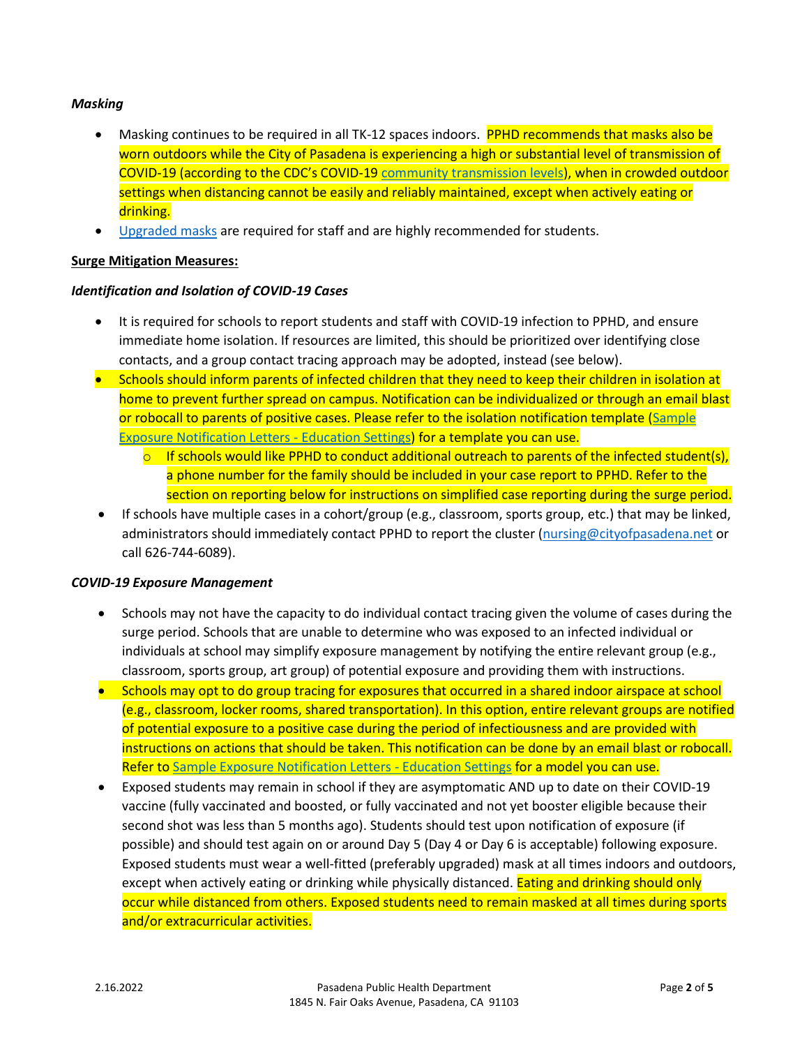*Masking*

- Masking continues to be required in all TK-12 spaces indoors. PPHD recommends that masks also be worn outdoors while the City of Pasadena is experiencing a high or substantial level of transmission of COVID-19 (according to the CDC's COVID-19 community transmission levels), when in crowded outdoor settings when distancing cannot be easily and reliably maintained, except when actively eating or drinking.
- Upgraded masks are required for staff and are highly recommended for students.

**Surge Mitigation Measures:**

***Identification and Isolation of COVID-19 Cases***

- It is required for schools to report students and staff with COVID-19 infection to PPHD, and ensure immediate home isolation. If resources are limited, this should be prioritized over identifying close contacts, and a group contact tracing approach may be adopted, instead (see below).
- Schools should inform parents of infected children that they need to keep their children in isolation at home to prevent further spread on campus. Notification can be individualized or through an email blast or robocall to parents of positive cases. Please refer to the isolation notification template (Sample Exposure Notification Letters - Education Settings) for a template you can use.
  - If schools would like PPHD to conduct additional outreach to parents of the infected student(s), a phone number for the family should be included in your case report to PPHD. Refer to the section on reporting below for instructions on simplified case reporting during the surge period.
- If schools have multiple cases in a cohort/group (e.g., classroom, sports group, etc.) that may be linked, administrators should immediately contact PPHD to report the cluster (nursing@cityofpasadena.net or call 626-744-6089).

***COVID-19 Exposure Management***

- Schools may not have the capacity to do individual contact tracing given the volume of cases during the surge period. Schools that are unable to determine who was exposed to an infected individual or individuals at school may simplify exposure management by notifying the entire relevant group (e.g., classroom, sports group, art group) of potential exposure and providing them with instructions.
- Schools may opt to do group tracing for exposures that occurred in a shared indoor airspace at school (e.g., classroom, locker rooms, shared transportation). In this option, entire relevant groups are notified of potential exposure to a positive case during the period of infectiousness and are provided with instructions on actions that should be taken. This notification can be done by an email blast or robocall. Refer to Sample Exposure Notification Letters - Education Settings for a model you can use.
- Exposed students may remain in school if they are asymptomatic AND up to date on their COVID-19 vaccine (fully vaccinated and boosted, or fully vaccinated and not yet booster eligible because their second shot was less than 5 months ago). Students should test upon notification of exposure (if possible) and should test again on or around Day 5 (Day 4 or Day 6 is acceptable) following exposure. Exposed students must wear a well-fitted (preferably upgraded) mask at all times indoors and outdoors, except when actively eating or drinking while physically distanced. Eating and drinking should only occur while distanced from others. Exposed students need to remain masked at all times during sports and/or extracurricular activities.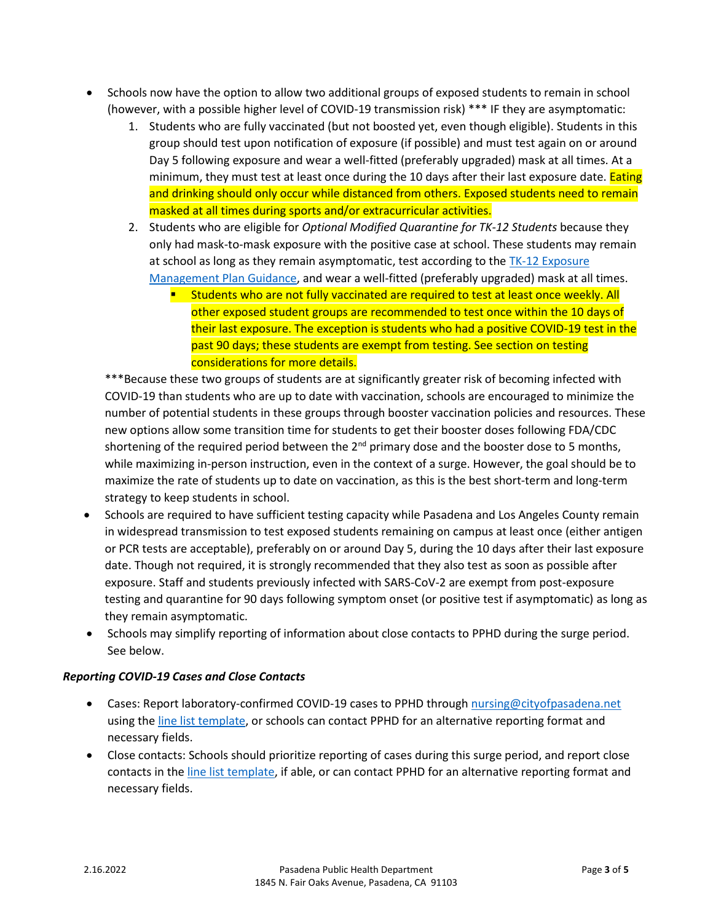- Schools now have the option to allow two additional groups of exposed students to remain in school (however, with a possible higher level of COVID-19 transmission risk) *** IF they are asymptomatic:
    1. Students who are fully vaccinated (but not boosted yet, even though eligible). Students in this group should test upon notification of exposure (if possible) and must test again on or around Day 5 following exposure and wear a well-fitted (preferably upgraded) mask at all times. At a minimum, they must test at least once during the 10 days after their last exposure date. Eating and drinking should only occur while distanced from others. Exposed students need to remain masked at all times during sports and/or extracurricular activities.
    2. Students who are eligible for *Optional Modified Quarantine for TK-12 Students* because they only had mask-to-mask exposure with the positive case at school. These students may remain at school as long as they remain asymptomatic, test according to the [TK-12 Exposure Management Plan Guidance](), and wear a well-fitted (preferably upgraded) mask at all times.
        - Students who are not fully vaccinated are required to test at least once weekly. All other exposed student groups are recommended to test once within the 10 days of their last exposure. The exception is students who had a positive COVID-19 test in the past 90 days; these students are exempt from testing. See section on testing considerations for more details.

    ***Because these two groups of students are at significantly greater risk of becoming infected with COVID-19 than students who are up to date with vaccination, schools are encouraged to minimize the number of potential students in these groups through booster vaccination policies and resources. These new options allow some transition time for students to get their booster doses following FDA/CDC shortening of the required period between the 2nd primary dose and the booster dose to 5 months, while maximizing in-person instruction, even in the context of a surge. However, the goal should be to maximize the rate of students up to date on vaccination, as this is the best short-term and long-term strategy to keep students in school.
- Schools are required to have sufficient testing capacity while Pasadena and Los Angeles County remain in widespread transmission to test exposed students remaining on campus at least once (either antigen or PCR tests are acceptable), preferably on or around Day 5, during the 10 days after their last exposure date. Though not required, it is strongly recommended that they also test as soon as possible after exposure. Staff and students previously infected with SARS-CoV-2 are exempt from post-exposure testing and quarantine for 90 days following symptom onset (or positive test if asymptomatic) as long as they remain asymptomatic.
- Schools may simplify reporting of information about close contacts to PPHD during the surge period. See below.

***Reporting COVID-19 Cases and Close Contacts***

- Cases: Report laboratory-confirmed COVID-19 cases to PPHD through nursing@cityofpasadena.net using the [line list template](), or schools can contact PPHD for an alternative reporting format and necessary fields.
- Close contacts: Schools should prioritize reporting of cases during this surge period, and report close contacts in the [line list template](), if able, or can contact PPHD for an alternative reporting format and necessary fields.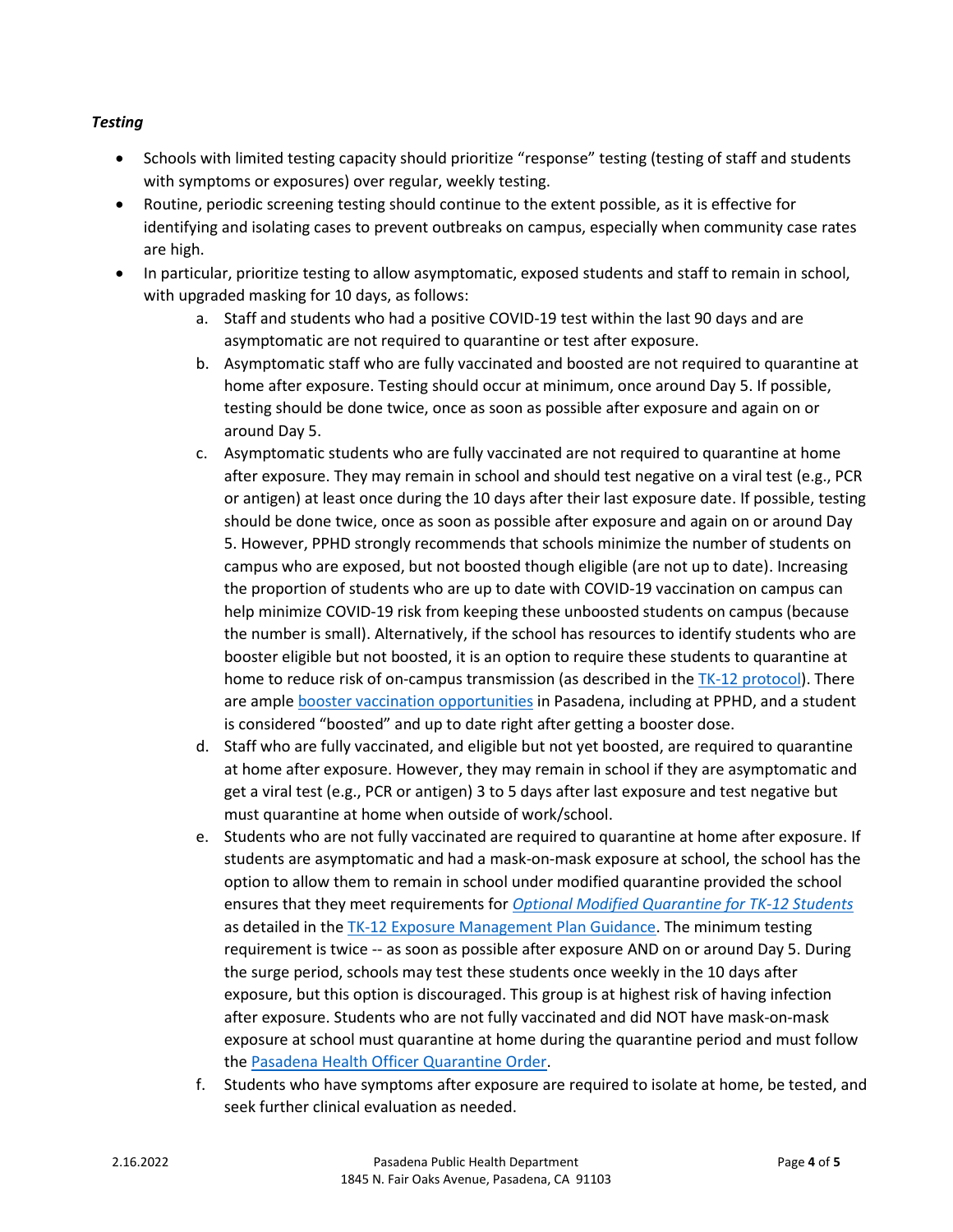***Testing***

- Schools with limited testing capacity should prioritize "response" testing (testing of staff and students with symptoms or exposures) over regular, weekly testing.
- Routine, periodic screening testing should continue to the extent possible, as it is effective for identifying and isolating cases to prevent outbreaks on campus, especially when community case rates are high.
- In particular, prioritize testing to allow asymptomatic, exposed students and staff to remain in school, with upgraded masking for 10 days, as follows:
    a. Staff and students who had a positive COVID-19 test within the last 90 days and are asymptomatic are not required to quarantine or test after exposure.
    b. Asymptomatic staff who are fully vaccinated and boosted are not required to quarantine at home after exposure. Testing should occur at minimum, once around Day 5. If possible, testing should be done twice, once as soon as possible after exposure and again on or around Day 5.
    c. Asymptomatic students who are fully vaccinated are not required to quarantine at home after exposure. They may remain in school and should test negative on a viral test (e.g., PCR or antigen) at least once during the 10 days after their last exposure date. If possible, testing should be done twice, once as soon as possible after exposure and again on or around Day 5. However, PPHD strongly recommends that schools minimize the number of students on campus who are exposed, but not boosted though eligible (are not up to date). Increasing the proportion of students who are up to date with COVID-19 vaccination on campus can help minimize COVID-19 risk from keeping these unboosted students on campus (because the number is small). Alternatively, if the school has resources to identify students who are booster eligible but not boosted, it is an option to require these students to quarantine at home to reduce risk of on-campus transmission (as described in the TK-12 protocol). There are ample booster vaccination opportunities in Pasadena, including at PPHD, and a student is considered "boosted" and up to date right after getting a booster dose.
    d. Staff who are fully vaccinated, and eligible but not yet boosted, are required to quarantine at home after exposure. However, they may remain in school if they are asymptomatic and get a viral test (e.g., PCR or antigen) 3 to 5 days after last exposure and test negative but must quarantine at home when outside of work/school.
    e. Students who are not fully vaccinated are required to quarantine at home after exposure. If students are asymptomatic and had a mask-on-mask exposure at school, the school has the option to allow them to remain in school under modified quarantine provided the school ensures that they meet requirements for *Optional Modified Quarantine for TK-12 Students* as detailed in the TK-12 Exposure Management Plan Guidance. The minimum testing requirement is twice -- as soon as possible after exposure AND on or around Day 5. During the surge period, schools may test these students once weekly in the 10 days after exposure, but this option is discouraged. This group is at highest risk of having infection after exposure. Students who are not fully vaccinated and did NOT have mask-on-mask exposure at school must quarantine at home during the quarantine period and must follow the Pasadena Health Officer Quarantine Order.
    f. Students who have symptoms after exposure are required to isolate at home, be tested, and seek further clinical evaluation as needed.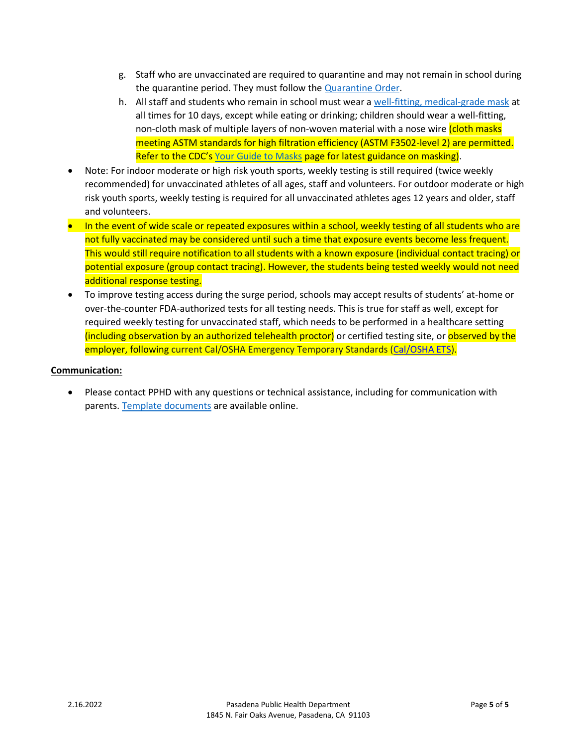g. Staff who are unvaccinated are required to quarantine and may not remain in school during the quarantine period. They must follow the Quarantine Order.
   h. All staff and students who remain in school must wear a well-fitting, medical-grade mask at all times for 10 days, except while eating or drinking; children should wear a well-fitting, non-cloth mask of multiple layers of non-woven material with a nose wire (cloth masks meeting ASTM standards for high filtration efficiency (ASTM F3502-level 2) are permitted. Refer to the CDC's Your Guide to Masks page for latest guidance on masking).

- Note: For indoor moderate or high risk youth sports, weekly testing is still required (twice weekly recommended) for unvaccinated athletes of all ages, staff and volunteers. For outdoor moderate or high risk youth sports, weekly testing is required for all unvaccinated athletes ages 12 years and older, staff and volunteers.
- In the event of wide scale or repeated exposures within a school, weekly testing of all students who are not fully vaccinated may be considered until such a time that exposure events become less frequent. This would still require notification to all students with a known exposure (individual contact tracing) or potential exposure (group contact tracing). However, the students being tested weekly would not need additional response testing.
- To improve testing access during the surge period, schools may accept results of students' at-home or over-the-counter FDA-authorized tests for all testing needs. This is true for staff as well, except for required weekly testing for unvaccinated staff, which needs to be performed in a healthcare setting (including observation by an authorized telehealth proctor) or certified testing site, or observed by the employer, following current Cal/OSHA Emergency Temporary Standards (Cal/OSHA ETS).

**Communication:**

- Please contact PPHD with any questions or technical assistance, including for communication with parents. Template documents are available online.